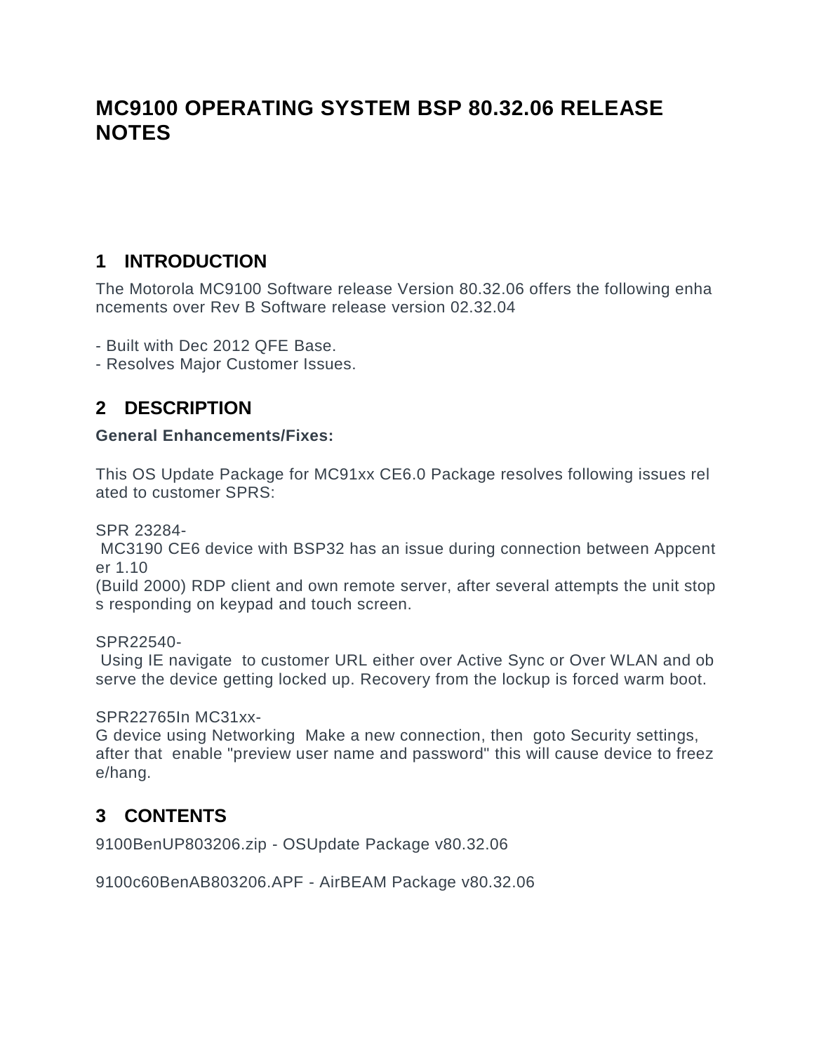# MC9100 OPERATING SYSTEM BSP 80.32.06 RELEASE NOTES

## 1 INTRODUCTION

The Motorola MC9100 Software release Version 80.32.06 offers the following enhancements over Rev B Software release version 02.32.04

- Built with Dec 2012 QFE Base.
- Resolves Major Customer Issues.

## 2 DESCRIPTION

**General Enhancements/Fixes:**

This OS Update Package for MC91xx CE6.0 Package resolves following issues related to customer SPRS:

SPR 23284-
MC3190 CE6 device with BSP32 has an issue during connection between Appcenter 1.10
(Build 2000) RDP client and own remote server, after several attempts the unit stops responding on keypad and touch screen.

SPR22540-
Using IE navigate to customer URL either over Active Sync or Over WLAN and observe the device getting locked up. Recovery from the lockup is forced warm boot.

SPR22765In MC31xx-
G device using Networking Make a new connection, then goto Security settings, after that enable "preview user name and password" this will cause device to freeze/hang.

## 3 CONTENTS

9100BenUP803206.zip - OSUpdate Package v80.32.06

9100c60BenAB803206.APF - AirBEAM Package v80.32.06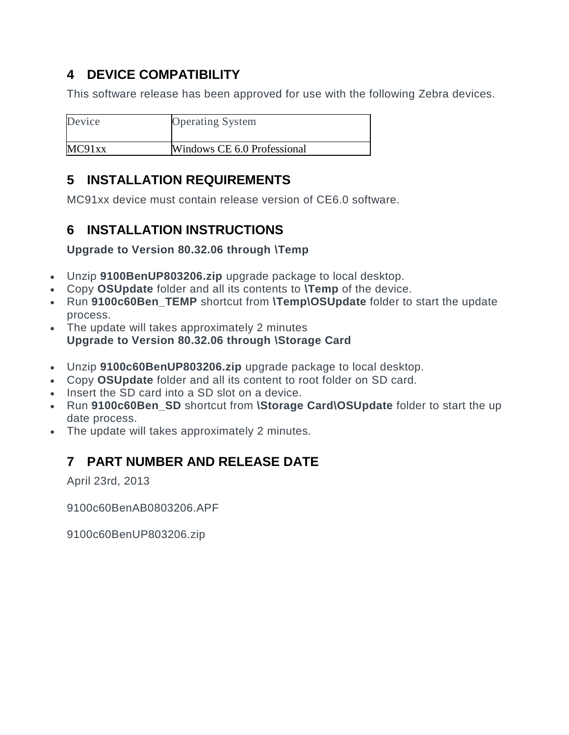## 4 DEVICE COMPATIBILITY

This software release has been approved for use with the following Zebra devices.

| Device | Operating System |
| --- | --- |
| MC91xx | Windows CE 6.0 Professional |

## 5 INSTALLATION REQUIREMENTS

MC91xx device must contain release version of CE6.0 software.

## 6 INSTALLATION INSTRUCTIONS

**Upgrade to Version 80.32.06 through \Temp**

- Unzip **9100BenUP803206.zip** upgrade package to local desktop.
- Copy **OSUpdate** folder and all its contents to **\Temp** of the device.
- Run **9100c60Ben_TEMP** shortcut from **\Temp\OSUpdate** folder to start the update process.
- The update will takes approximately 2 minutes

**Upgrade to Version 80.32.06 through \Storage Card**

- Unzip **9100c60BenUP803206.zip** upgrade package to local desktop.
- Copy **OSUpdate** folder and all its content to root folder on SD card.
- Insert the SD card into a SD slot on a device.
- Run **9100c60Ben_SD** shortcut from **\Storage Card\OSUpdate** folder to start the up date process.
- The update will takes approximately 2 minutes.

## 7 PART NUMBER AND RELEASE DATE

April 23rd, 2013

9100c60BenAB0803206.APF

9100c60BenUP803206.zip